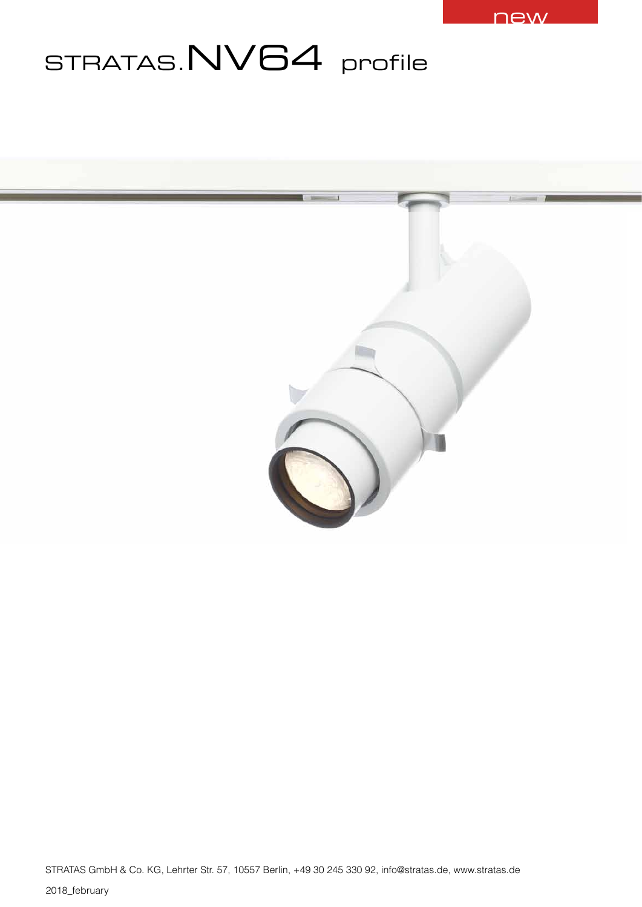new

# STRATAS.NV64 profile

STRATAS GmbH & Co. KG, Lehrter Str. 57, 10557 Berlin, +49 30 245 330 92, info@stratas.de, www.stratas.de

2018_february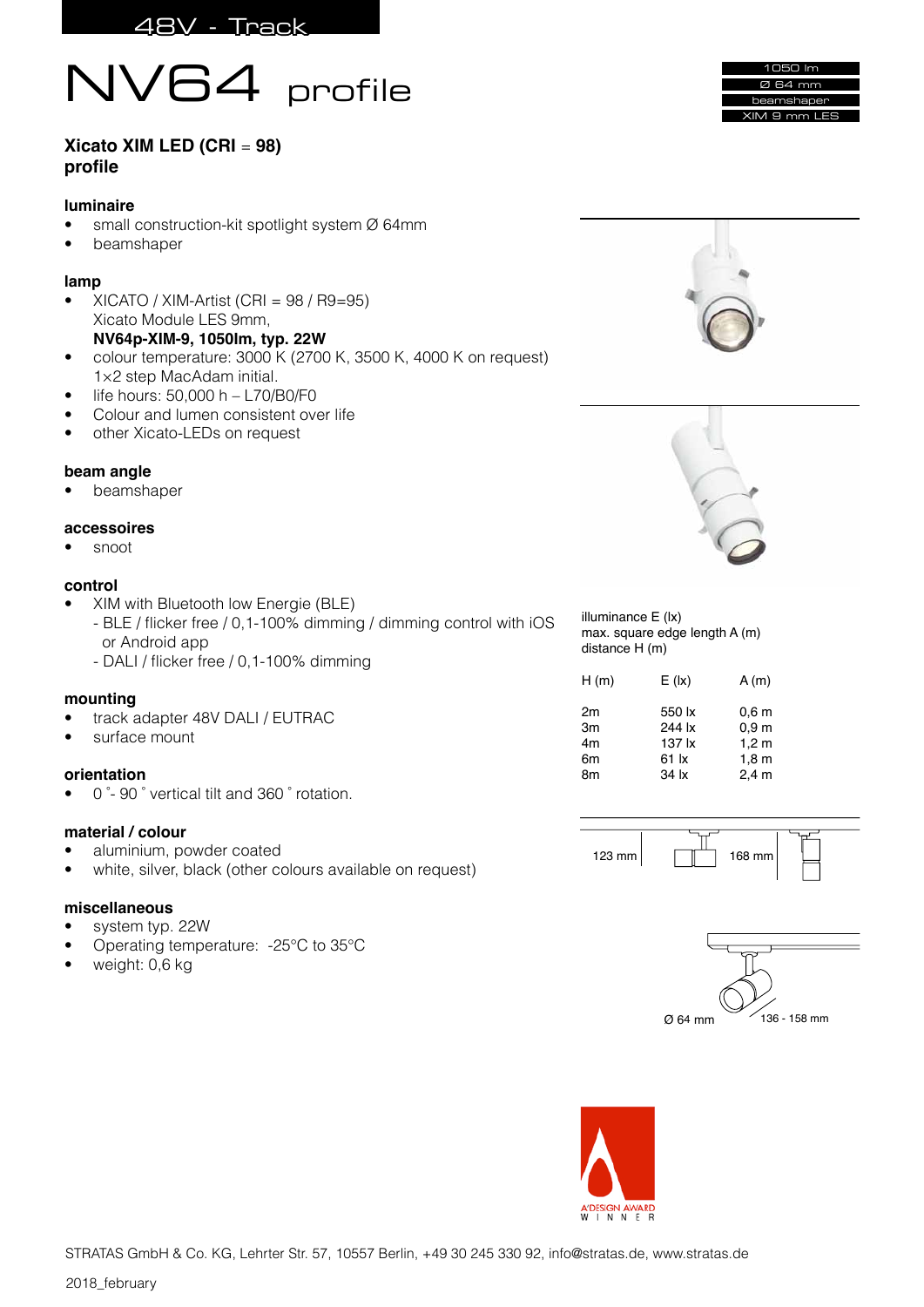48V - Track

# NV64 profile

1050 lm
Ø 64 mm
beamshaper
XIM 9 mm LES

**Xicato XIM LED (CRI = 98)**
**profile**

### luminaire

- small construction-kit spotlight system Ø 64mm
- beamshaper

### lamp

- XICATO / XIM-Artist (CRI = 98 / R9=95)
  Xicato Module LES 9mm,
  **NV64p-XIM-9, 1050lm, typ. 22W**
- colour temperature: 3000 K (2700 K, 3500 K, 4000 K on request)
  1×2 step MacAdam initial.
- life hours: 50,000 h – L70/B0/F0
- Colour and lumen consistent over life
- other Xicato-LEDs on request

### beam angle

- beamshaper

### accessoires

- snoot

### control

- XIM with Bluetooth low Energie (BLE)
  - BLE / flicker free / 0,1-100% dimming / dimming control with iOS or Android app
  - DALI / flicker free / 0,1-100% dimming

### mounting

- track adapter 48V DALI / EUTRAC
- surface mount

### orientation

- 0 ˚- 90 ˚ vertical tilt and 360 ˚ rotation.

### material / colour

- aluminium, powder coated
- white, silver, black (other colours available on request)

### miscellaneous

- system typ. 22W
- Operating temperature: -25°C to 35°C
- weight: 0,6 kg

illuminance E (lx)
max. square edge length A (m)
distance H (m)

| H (m) | E (lx) | A (m) |
|---|---|---|
| 2m | 550 lx | 0,6 m |
| 3m | 244 lx | 0,9 m |
| 4m | 137 lx | 1,2 m |
| 6m | 61 lx | 1,8 m |
| 8m | 34 lx | 2,4 m |

123 mm
168 mm
Ø 64 mm
136 - 158 mm

A'DESIGN AWARD WINNER

STRATAS GmbH & Co. KG, Lehrter Str. 57, 10557 Berlin, +49 30 245 330 92, info@stratas.de, www.stratas.de

2018_february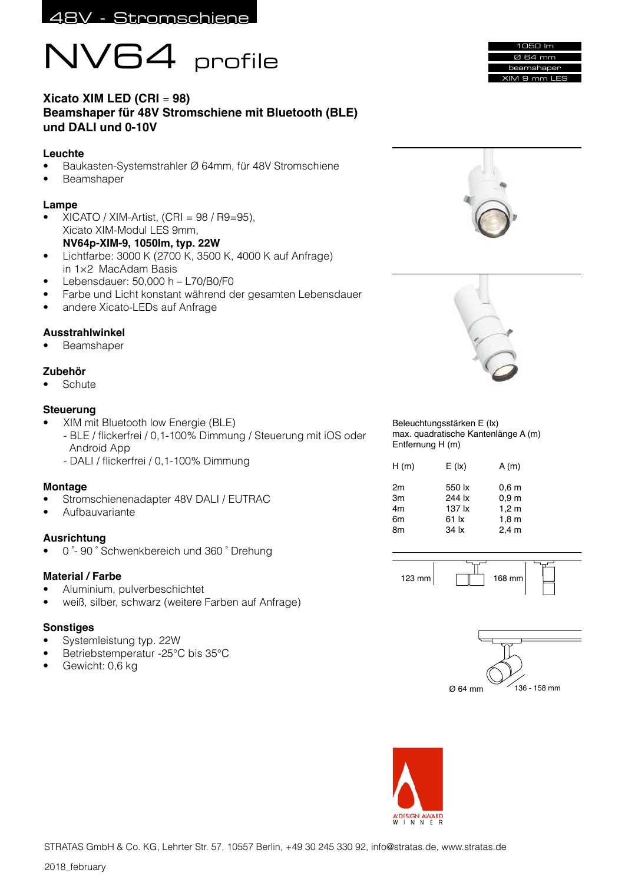48V - Stromschiene

# NV64 profile

| |
|---|
| 1050 lm |
| Ø 64 mm |
| beamshaper |
| XIM 9 mm LES |

**Xicato XIM LED (CRI = 98)**
**Beamshaper für 48V Stromschiene mit Bluetooth (BLE) und DALI und 0-10V**

### Leuchte

- Baukasten-Systemstrahler Ø 64mm, für 48V Stromschiene
- Beamshaper

### Lampe

- XICATO / XIM-Artist, (CRI = 98 / R9=95), Xicato XIM-Modul LES 9mm, **NV64p-XIM-9, 1050lm, typ. 22W**
- Lichtfarbe: 3000 K (2700 K, 3500 K, 4000 K auf Anfrage) in 1×2 MacAdam Basis
- Lebensdauer: 50,000 h – L70/B0/F0
- Farbe und Licht konstant während der gesamten Lebensdauer
- andere Xicato-LEDs auf Anfrage

### Ausstrahlwinkel

- Beamshaper

### Zubehör

- Schute

### Steuerung

- XIM mit Bluetooth low Energie (BLE)
  - BLE / flickerfrei / 0,1-100% Dimmung / Steuerung mit iOS oder Android App
  - DALI / flickerfrei / 0,1-100% Dimmung

### Montage

- Stromschienenadapter 48V DALI / EUTRAC
- Aufbauvariante

### Ausrichtung

- 0 ˚- 90 ˚ Schwenkbereich und 360 ˚ Drehung

### Material / Farbe

- Aluminium, pulverbeschichtet
- weiß, silber, schwarz (weitere Farben auf Anfrage)

### Sonstiges

- Systemleistung typ. 22W
- Betriebstemperatur -25°C bis 35°C
- Gewicht: 0,6 kg

Beleuchtungsstärken E (lx)
max. quadratische Kantenlänge A (m)
Entfernung H (m)

| H (m) | E (lx) | A (m) |
|---|---|---|
| 2m | 550 lx | 0,6 m |
| 3m | 244 lx | 0,9 m |
| 4m | 137 lx | 1,2 m |
| 6m | 61 lx | 1,8 m |
| 8m | 34 lx | 2,4 m |

123 mm

168 mm

Ø 64 mm

136 - 158 mm

A'DESIGN AWARD WINNER

STRATAS GmbH & Co. KG, Lehrter Str. 57, 10557 Berlin, +49 30 245 330 92, info@stratas.de, www.stratas.de

2018_february